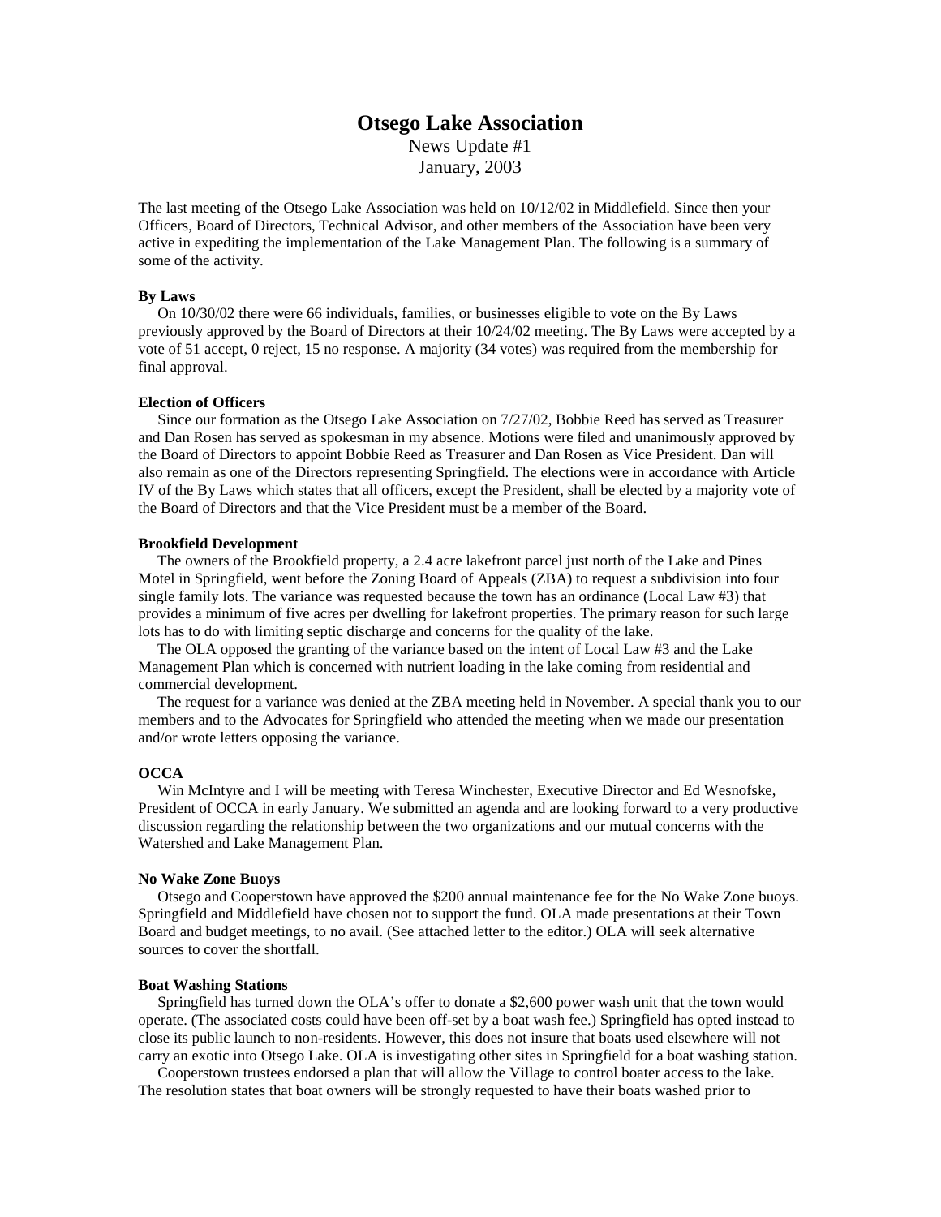# Otsego Lake Association

News Update #1

January, 2003

The last meeting of the Otsego Lake Association was held on 10/12/02 in Middlefield. Since then your Officers, Board of Directors, Technical Advisor, and other members of the Association have been very active in expediting the implementation of the Lake Management Plan. The following is a summary of some of the activity.

**By Laws**

On 10/30/02 there were 66 individuals, families, or businesses eligible to vote on the By Laws previously approved by the Board of Directors at their 10/24/02 meeting. The By Laws were accepted by a vote of 51 accept, 0 reject, 15 no response. A majority (34 votes) was required from the membership for final approval.

**Election of Officers**

Since our formation as the Otsego Lake Association on 7/27/02, Bobbie Reed has served as Treasurer and Dan Rosen has served as spokesman in my absence. Motions were filed and unanimously approved by the Board of Directors to appoint Bobbie Reed as Treasurer and Dan Rosen as Vice President. Dan will also remain as one of the Directors representing Springfield. The elections were in accordance with Article IV of the By Laws which states that all officers, except the President, shall be elected by a majority vote of the Board of Directors and that the Vice President must be a member of the Board.

**Brookfield Development**

The owners of the Brookfield property, a 2.4 acre lakefront parcel just north of the Lake and Pines Motel in Springfield, went before the Zoning Board of Appeals (ZBA) to request a subdivision into four single family lots. The variance was requested because the town has an ordinance (Local Law #3) that provides a minimum of five acres per dwelling for lakefront properties. The primary reason for such large lots has to do with limiting septic discharge and concerns for the quality of the lake.

The OLA opposed the granting of the variance based on the intent of Local Law #3 and the Lake Management Plan which is concerned with nutrient loading in the lake coming from residential and commercial development.

The request for a variance was denied at the ZBA meeting held in November. A special thank you to our members and to the Advocates for Springfield who attended the meeting when we made our presentation and/or wrote letters opposing the variance.

**OCCA**

Win McIntyre and I will be meeting with Teresa Winchester, Executive Director and Ed Wesnofske, President of OCCA in early January. We submitted an agenda and are looking forward to a very productive discussion regarding the relationship between the two organizations and our mutual concerns with the Watershed and Lake Management Plan.

**No Wake Zone Buoys**

Otsego and Cooperstown have approved the $200 annual maintenance fee for the No Wake Zone buoys. Springfield and Middlefield have chosen not to support the fund. OLA made presentations at their Town Board and budget meetings, to no avail. (See attached letter to the editor.) OLA will seek alternative sources to cover the shortfall.

**Boat Washing Stations**

Springfield has turned down the OLA's offer to donate a $2,600 power wash unit that the town would operate. (The associated costs could have been off-set by a boat wash fee.) Springfield has opted instead to close its public launch to non-residents. However, this does not insure that boats used elsewhere will not carry an exotic into Otsego Lake. OLA is investigating other sites in Springfield for a boat washing station.

Cooperstown trustees endorsed a plan that will allow the Village to control boater access to the lake. The resolution states that boat owners will be strongly requested to have their boats washed prior to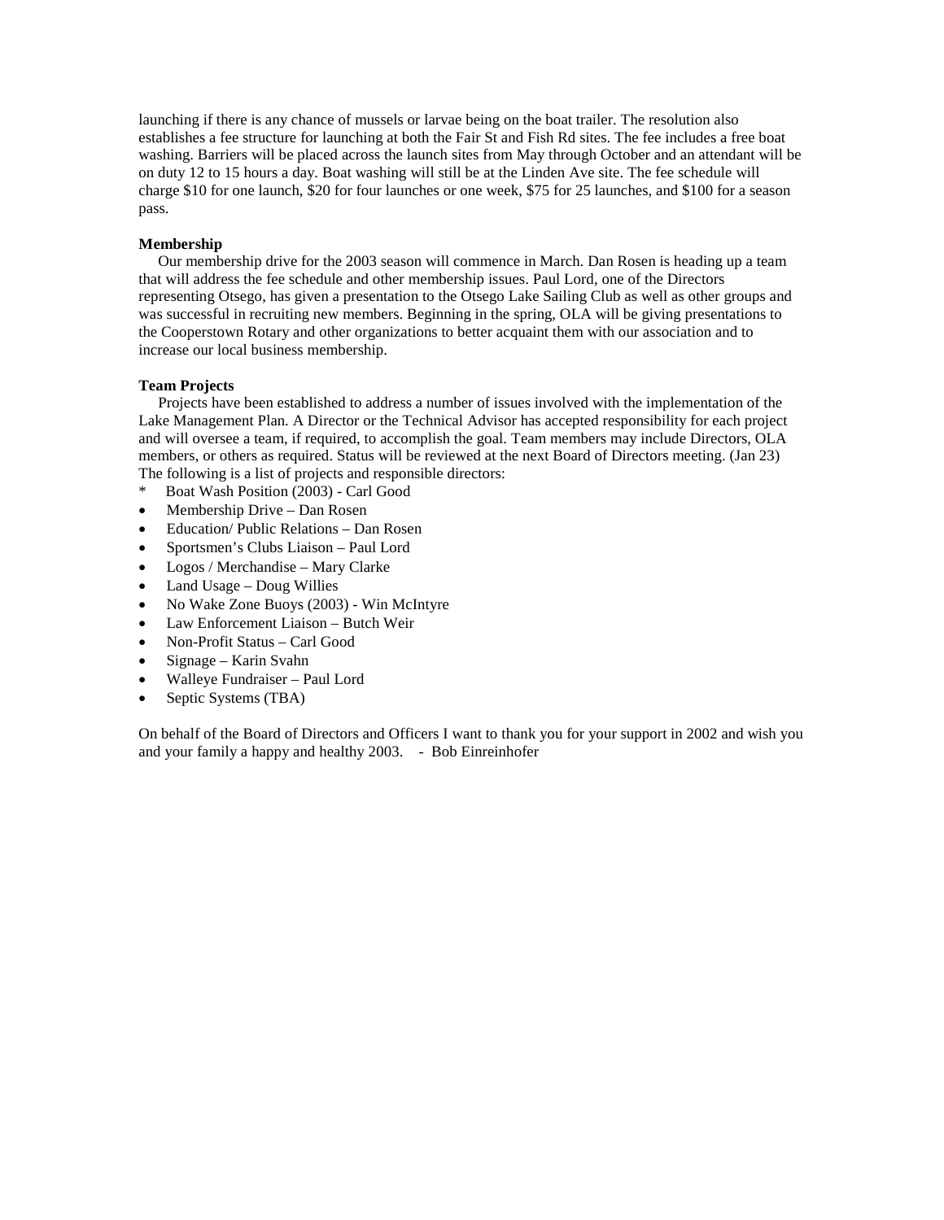launching if there is any chance of mussels or larvae being on the boat trailer. The resolution also establishes a fee structure for launching at both the Fair St and Fish Rd sites. The fee includes a free boat washing. Barriers will be placed across the launch sites from May through October and an attendant will be on duty 12 to 15 hours a day. Boat washing will still be at the Linden Ave site. The fee schedule will charge $10 for one launch, $20 for four launches or one week, $75 for 25 launches, and $100 for a season pass.

**Membership**

Our membership drive for the 2003 season will commence in March. Dan Rosen is heading up a team that will address the fee schedule and other membership issues. Paul Lord, one of the Directors representing Otsego, has given a presentation to the Otsego Lake Sailing Club as well as other groups and was successful in recruiting new members. Beginning in the spring, OLA will be giving presentations to the Cooperstown Rotary and other organizations to better acquaint them with our association and to increase our local business membership.

**Team Projects**

Projects have been established to address a number of issues involved with the implementation of the Lake Management Plan. A Director or the Technical Advisor has accepted responsibility for each project and will oversee a team, if required, to accomplish the goal. Team members may include Directors, OLA members, or others as required. Status will be reviewed at the next Board of Directors meeting. (Jan 23) The following is a list of projects and responsible directors:

\* Boat Wash Position (2003) - Carl Good
- Membership Drive – Dan Rosen
- Education/ Public Relations – Dan Rosen
- Sportsmen's Clubs Liaison – Paul Lord
- Logos / Merchandise – Mary Clarke
- Land Usage – Doug Willies
- No Wake Zone Buoys (2003) - Win McIntyre
- Law Enforcement Liaison – Butch Weir
- Non-Profit Status – Carl Good
- Signage – Karin Svahn
- Walleye Fundraiser – Paul Lord
- Septic Systems (TBA)

On behalf of the Board of Directors and Officers I want to thank you for your support in 2002 and wish you and your family a happy and healthy 2003. - Bob Einreinhofer